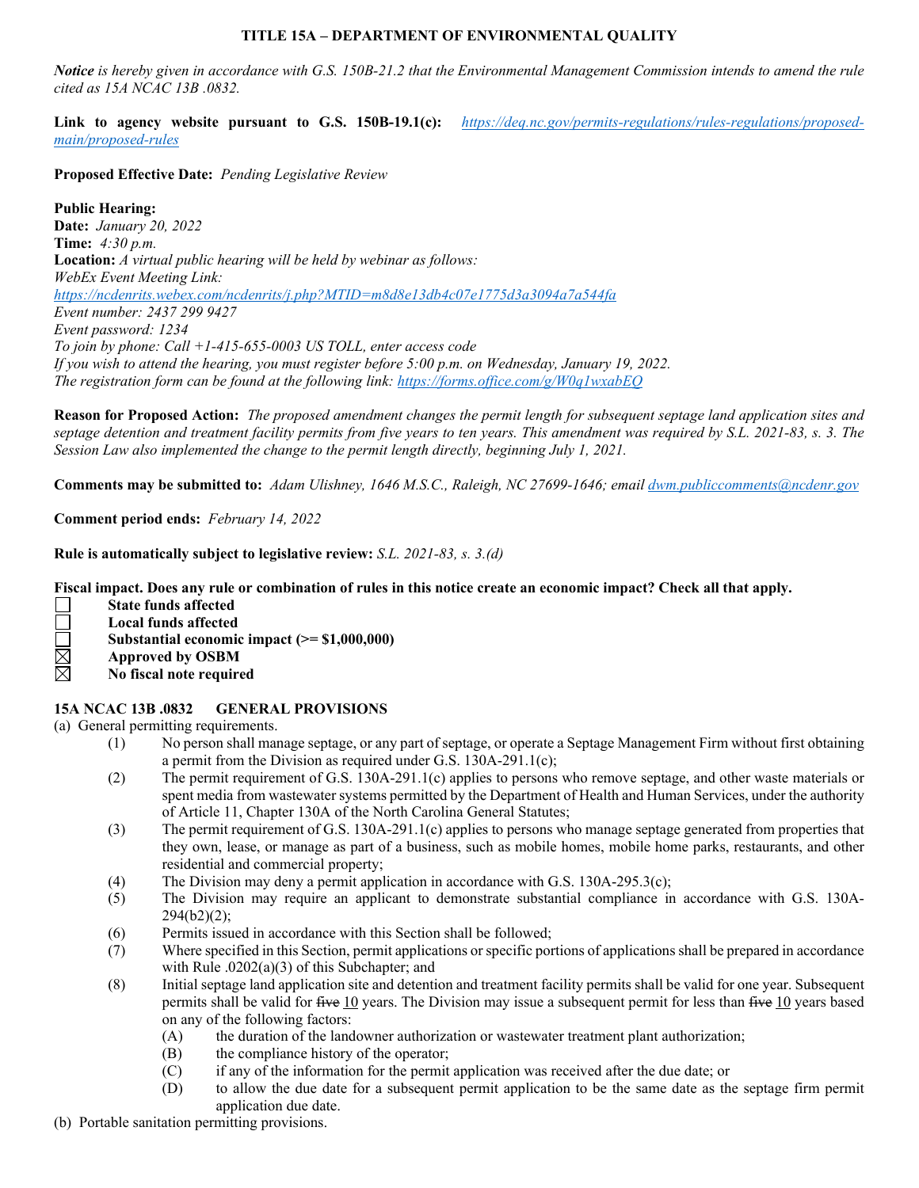**TITLE 15A – DEPARTMENT OF ENVIRONMENTAL QUALITY**

***Notice** is hereby given in accordance with G.S. 150B-21.2 that the Environmental Management Commission intends to amend the rule cited as 15A NCAC 13B .0832.*

**Link to agency website pursuant to G.S. 150B-19.1(c):** *https://deq.nc.gov/permits-regulations/rules-regulations/proposed-main/proposed-rules*

**Proposed Effective Date:** *Pending Legislative Review*

**Public Hearing:**
**Date:** *January 20, 2022*
**Time:** *4:30 p.m.*
**Location:** *A virtual public hearing will be held by webinar as follows:*
*WebEx Event Meeting Link:*
*https://ncdenrits.webex.com/ncdenrits/j.php?MTID=m8d8e13db4c07e1775d3a3094a7a544fa*
*Event number: 2437 299 9427*
*Event password: 1234*
*To join by phone: Call +1-415-655-0003 US TOLL, enter access code*
*If you wish to attend the hearing, you must register before 5:00 p.m. on Wednesday, January 19, 2022.*
*The registration form can be found at the following link: https://forms.office.com/g/W0q1wxabEQ*

**Reason for Proposed Action:** *The proposed amendment changes the permit length for subsequent septage land application sites and septage detention and treatment facility permits from five years to ten years. This amendment was required by S.L. 2021-83, s. 3. The Session Law also implemented the change to the permit length directly, beginning July 1, 2021.*

**Comments may be submitted to:** *Adam Ulishney, 1646 M.S.C., Raleigh, NC 27699-1646; email dwm.publiccomments@ncdenr.gov*

**Comment period ends:** *February 14, 2022*

**Rule is automatically subject to legislative review:** *S.L. 2021-83, s. 3.(d)*

**Fiscal impact. Does any rule or combination of rules in this notice create an economic impact? Check all that apply.**

- ☐ **State funds affected**
- ☐ **Local funds affected**
- ☐ **Substantial economic impact (>= $1,000,000)**
- ☒ **Approved by OSBM**
- ☒ **No fiscal note required**

**15A NCAC 13B .0832 GENERAL PROVISIONS**

(a) General permitting requirements.

(1) No person shall manage septage, or any part of septage, or operate a Septage Management Firm without first obtaining a permit from the Division as required under G.S. 130A-291.1(c);

(2) The permit requirement of G.S. 130A-291.1(c) applies to persons who remove septage, and other waste materials or spent media from wastewater systems permitted by the Department of Health and Human Services, under the authority of Article 11, Chapter 130A of the North Carolina General Statutes;

(3) The permit requirement of G.S. 130A-291.1(c) applies to persons who manage septage generated from properties that they own, lease, or manage as part of a business, such as mobile homes, mobile home parks, restaurants, and other residential and commercial property;

(4) The Division may deny a permit application in accordance with G.S. 130A-295.3(c);

(5) The Division may require an applicant to demonstrate substantial compliance in accordance with G.S. 130A-294(b2)(2);

(6) Permits issued in accordance with this Section shall be followed;

(7) Where specified in this Section, permit applications or specific portions of applications shall be prepared in accordance with Rule .0202(a)(3) of this Subchapter; and

(8) Initial septage land application site and detention and treatment facility permits shall be valid for one year. Subsequent permits shall be valid for ~~five~~ 10 years. The Division may issue a subsequent permit for less than ~~five~~ 10 years based on any of the following factors:

(A) the duration of the landowner authorization or wastewater treatment plant authorization;

(B) the compliance history of the operator;

(C) if any of the information for the permit application was received after the due date; or

(D) to allow the due date for a subsequent permit application to be the same date as the septage firm permit application due date.

(b) Portable sanitation permitting provisions.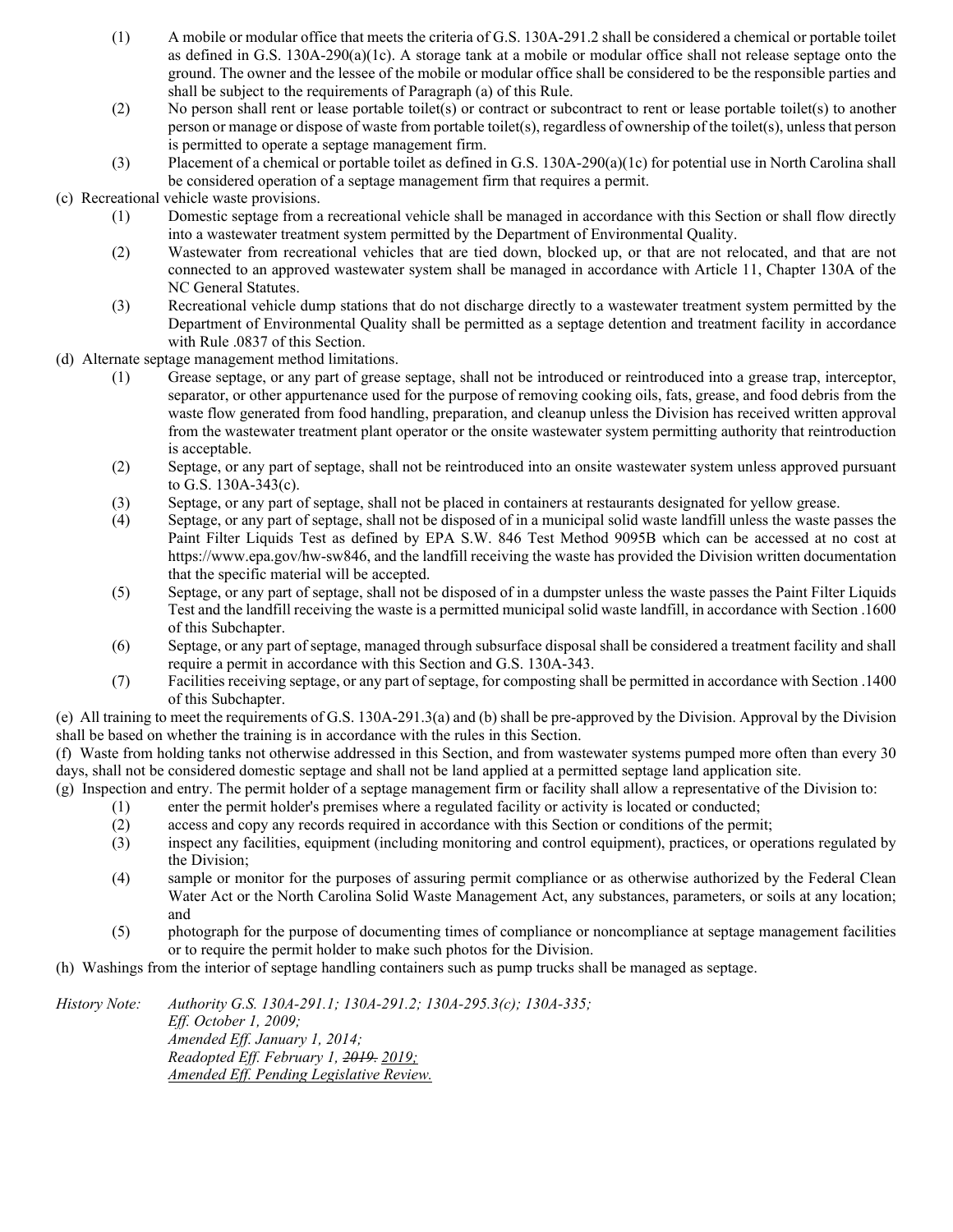(1) A mobile or modular office that meets the criteria of G.S. 130A-291.2 shall be considered a chemical or portable toilet as defined in G.S. 130A-290(a)(1c). A storage tank at a mobile or modular office shall not release septage onto the ground. The owner and the lessee of the mobile or modular office shall be considered to be the responsible parties and shall be subject to the requirements of Paragraph (a) of this Rule.

(2) No person shall rent or lease portable toilet(s) or contract or subcontract to rent or lease portable toilet(s) to another person or manage or dispose of waste from portable toilet(s), regardless of ownership of the toilet(s), unless that person is permitted to operate a septage management firm.

(3) Placement of a chemical or portable toilet as defined in G.S. 130A-290(a)(1c) for potential use in North Carolina shall be considered operation of a septage management firm that requires a permit.

(c) Recreational vehicle waste provisions.

(1) Domestic septage from a recreational vehicle shall be managed in accordance with this Section or shall flow directly into a wastewater treatment system permitted by the Department of Environmental Quality.

(2) Wastewater from recreational vehicles that are tied down, blocked up, or that are not relocated, and that are not connected to an approved wastewater system shall be managed in accordance with Article 11, Chapter 130A of the NC General Statutes.

(3) Recreational vehicle dump stations that do not discharge directly to a wastewater treatment system permitted by the Department of Environmental Quality shall be permitted as a septage detention and treatment facility in accordance with Rule .0837 of this Section.

(d) Alternate septage management method limitations.

(1) Grease septage, or any part of grease septage, shall not be introduced or reintroduced into a grease trap, interceptor, separator, or other appurtenance used for the purpose of removing cooking oils, fats, grease, and food debris from the waste flow generated from food handling, preparation, and cleanup unless the Division has received written approval from the wastewater treatment plant operator or the onsite wastewater system permitting authority that reintroduction is acceptable.

(2) Septage, or any part of septage, shall not be reintroduced into an onsite wastewater system unless approved pursuant to G.S. 130A-343(c).

(3) Septage, or any part of septage, shall not be placed in containers at restaurants designated for yellow grease.

(4) Septage, or any part of septage, shall not be disposed of in a municipal solid waste landfill unless the waste passes the Paint Filter Liquids Test as defined by EPA S.W. 846 Test Method 9095B which can be accessed at no cost at https://www.epa.gov/hw-sw846, and the landfill receiving the waste has provided the Division written documentation that the specific material will be accepted.

(5) Septage, or any part of septage, shall not be disposed of in a dumpster unless the waste passes the Paint Filter Liquids Test and the landfill receiving the waste is a permitted municipal solid waste landfill, in accordance with Section .1600 of this Subchapter.

(6) Septage, or any part of septage, managed through subsurface disposal shall be considered a treatment facility and shall require a permit in accordance with this Section and G.S. 130A-343.

(7) Facilities receiving septage, or any part of septage, for composting shall be permitted in accordance with Section .1400 of this Subchapter.

(e) All training to meet the requirements of G.S. 130A-291.3(a) and (b) shall be pre-approved by the Division. Approval by the Division shall be based on whether the training is in accordance with the rules in this Section.

(f) Waste from holding tanks not otherwise addressed in this Section, and from wastewater systems pumped more often than every 30 days, shall not be considered domestic septage and shall not be land applied at a permitted septage land application site.

(g) Inspection and entry. The permit holder of a septage management firm or facility shall allow a representative of the Division to:

(1) enter the permit holder's premises where a regulated facility or activity is located or conducted;

(2) access and copy any records required in accordance with this Section or conditions of the permit;

(3) inspect any facilities, equipment (including monitoring and control equipment), practices, or operations regulated by the Division;

(4) sample or monitor for the purposes of assuring permit compliance or as otherwise authorized by the Federal Clean Water Act or the North Carolina Solid Waste Management Act, any substances, parameters, or soils at any location; and

(5) photograph for the purpose of documenting times of compliance or noncompliance at septage management facilities or to require the permit holder to make such photos for the Division.

(h) Washings from the interior of septage handling containers such as pump trucks shall be managed as septage.

*History Note: Authority G.S. 130A-291.1; 130A-291.2; 130A-295.3(c); 130A-335;*
*Eff. October 1, 2009;*
*Amended Eff. January 1, 2014;*
*Readopted Eff. February 1, ~~2019.~~ 2019;*
*Amended Eff. Pending Legislative Review.*